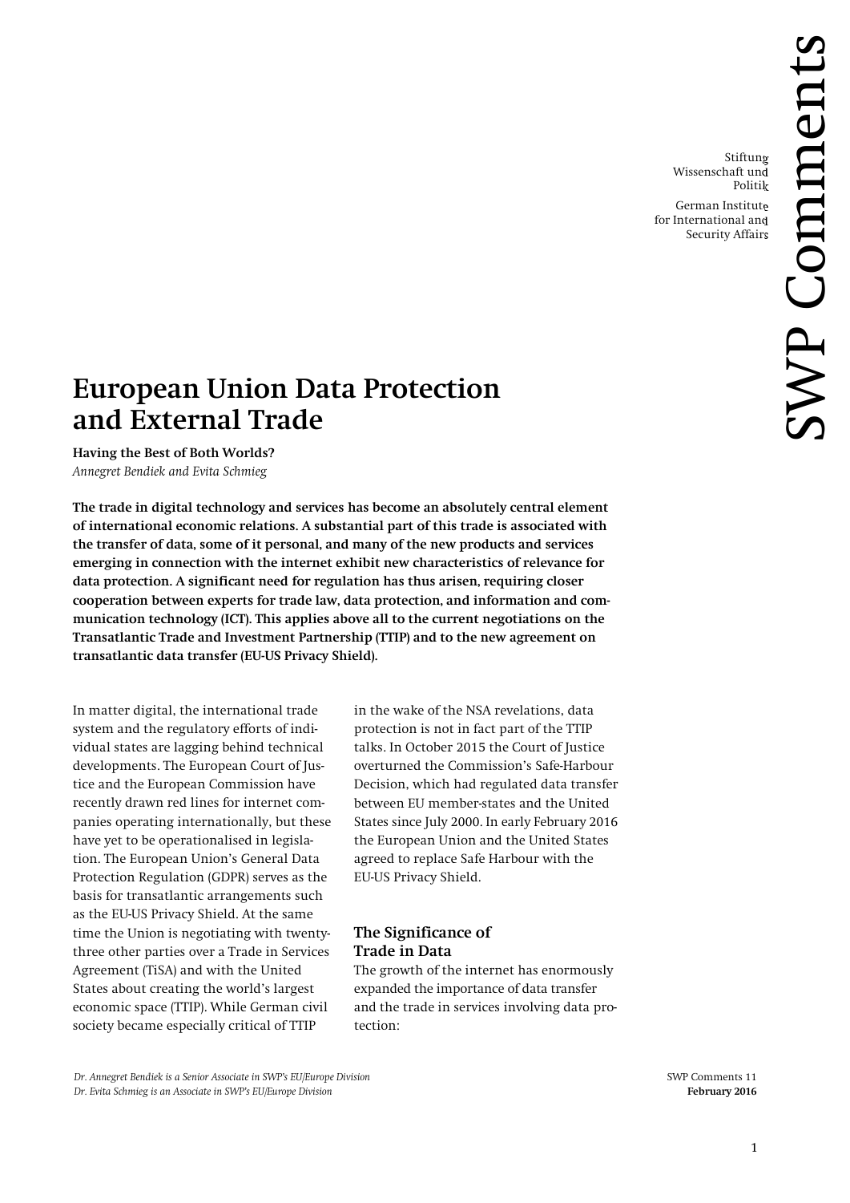Stiftung Wissenschaft und Politik

German Institute for International and Security Affairs

SWP Comments

# European Union Data Protection and External Trade

**Having the Best of Both Worlds?**
*Annegret Bendiek and Evita Schmieg*

**The trade in digital technology and services has become an absolutely central element of international economic relations. A substantial part of this trade is associated with the transfer of data, some of it personal, and many of the new products and services emerging in connection with the internet exhibit new characteristics of relevance for data protection. A significant need for regulation has thus arisen, requiring closer cooperation between experts for trade law, data protection, and information and communication technology (ICT). This applies above all to the current negotiations on the Transatlantic Trade and Investment Partnership (TTIP) and to the new agreement on transatlantic data transfer (EU-US Privacy Shield).**

In matter digital, the international trade system and the regulatory efforts of individual states are lagging behind technical developments. The European Court of Justice and the European Commission have recently drawn red lines for internet companies operating internationally, but these have yet to be operationalised in legislation. The European Union's General Data Protection Regulation (GDPR) serves as the basis for transatlantic arrangements such as the EU-US Privacy Shield. At the same time the Union is negotiating with twenty-three other parties over a Trade in Services Agreement (TiSA) and with the United States about creating the world's largest economic space (TTIP). While German civil society became especially critical of TTIP in the wake of the NSA revelations, data protection is not in fact part of the TTIP talks. In October 2015 the Court of Justice overturned the Commission's Safe-Harbour Decision, which had regulated data transfer between EU member-states and the United States since July 2000. In early February 2016 the European Union and the United States agreed to replace Safe Harbour with the EU-US Privacy Shield.

## The Significance of Trade in Data

The growth of the internet has enormously expanded the importance of data transfer and the trade in services involving data protection:

*Dr. Annegret Bendiek is a Senior Associate in SWP's EU/Europe Division*
*Dr. Evita Schmieg is an Associate in SWP's EU/Europe Division*

SWP Comments 11
**February 2016**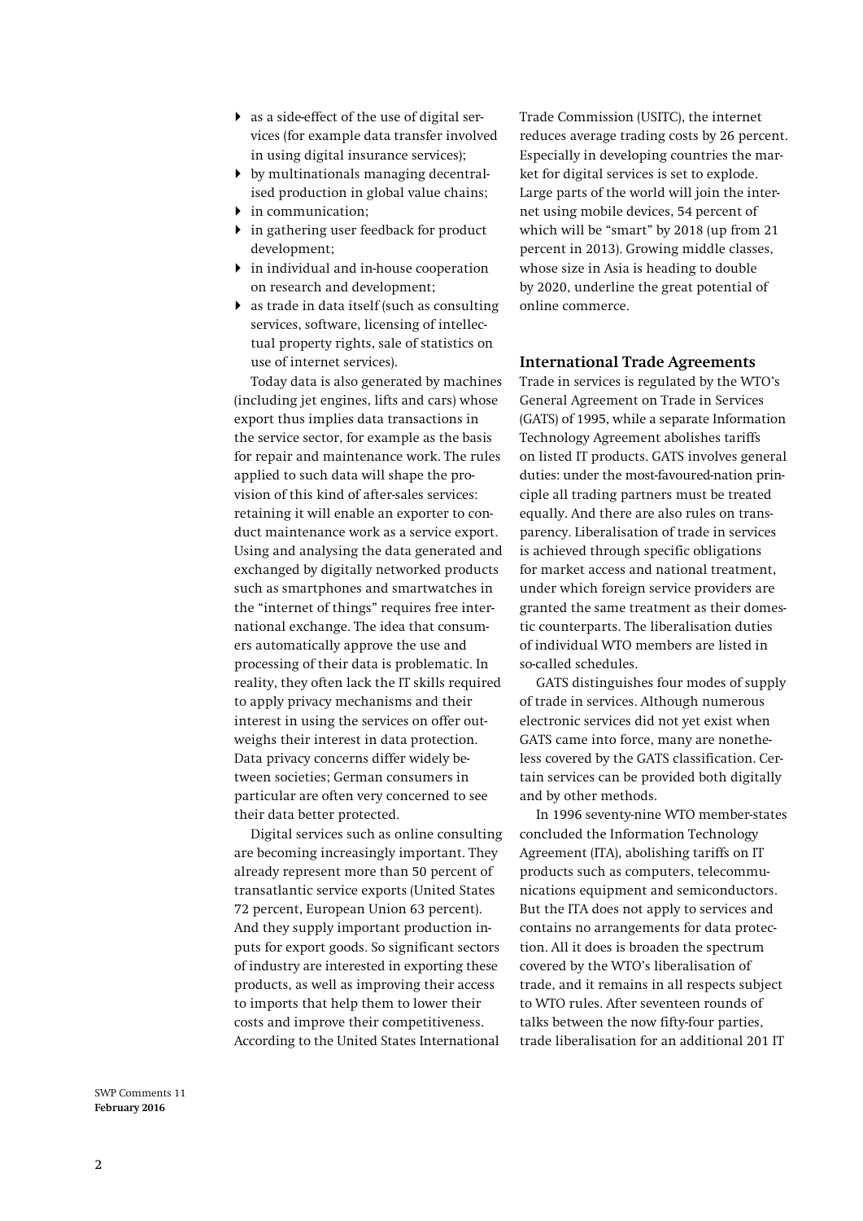- as a side-effect of the use of digital services (for example data transfer involved in using digital insurance services);
- by multinationals managing decentralised production in global value chains;
- in communication;
- in gathering user feedback for product development;
- in individual and in-house cooperation on research and development;
- as trade in data itself (such as consulting services, software, licensing of intellectual property rights, sale of statistics on use of internet services).

Today data is also generated by machines (including jet engines, lifts and cars) whose export thus implies data transactions in the service sector, for example as the basis for repair and maintenance work. The rules applied to such data will shape the provision of this kind of after-sales services: retaining it will enable an exporter to conduct maintenance work as a service export. Using and analysing the data generated and exchanged by digitally networked products such as smartphones and smartwatches in the "internet of things" requires free international exchange. The idea that consumers automatically approve the use and processing of their data is problematic. In reality, they often lack the IT skills required to apply privacy mechanisms and their interest in using the services on offer outweighs their interest in data protection. Data privacy concerns differ widely between societies; German consumers in particular are often very concerned to see their data better protected.

Digital services such as online consulting are becoming increasingly important. They already represent more than 50 percent of transatlantic service exports (United States 72 percent, European Union 63 percent). And they supply important production inputs for export goods. So significant sectors of industry are interested in exporting these products, as well as improving their access to imports that help them to lower their costs and improve their competitiveness. According to the United States International Trade Commission (USITC), the internet reduces average trading costs by 26 percent. Especially in developing countries the market for digital services is set to explode. Large parts of the world will join the internet using mobile devices, 54 percent of which will be "smart" by 2018 (up from 21 percent in 2013). Growing middle classes, whose size in Asia is heading to double by 2020, underline the great potential of online commerce.

## International Trade Agreements

Trade in services is regulated by the WTO's General Agreement on Trade in Services (GATS) of 1995, while a separate Information Technology Agreement abolishes tariffs on listed IT products. GATS involves general duties: under the most-favoured-nation principle all trading partners must be treated equally. And there are also rules on transparency. Liberalisation of trade in services is achieved through specific obligations for market access and national treatment, under which foreign service providers are granted the same treatment as their domestic counterparts. The liberalisation duties of individual WTO members are listed in so-called schedules.

GATS distinguishes four modes of supply of trade in services. Although numerous electronic services did not yet exist when GATS came into force, many are nonetheless covered by the GATS classification. Certain services can be provided both digitally and by other methods.

In 1996 seventy-nine WTO member-states concluded the Information Technology Agreement (ITA), abolishing tariffs on IT products such as computers, telecommunications equipment and semiconductors. But the ITA does not apply to services and contains no arrangements for data protection. All it does is broaden the spectrum covered by the WTO's liberalisation of trade, and it remains in all respects subject to WTO rules. After seventeen rounds of talks between the now fifty-four parties, trade liberalisation for an additional 201 IT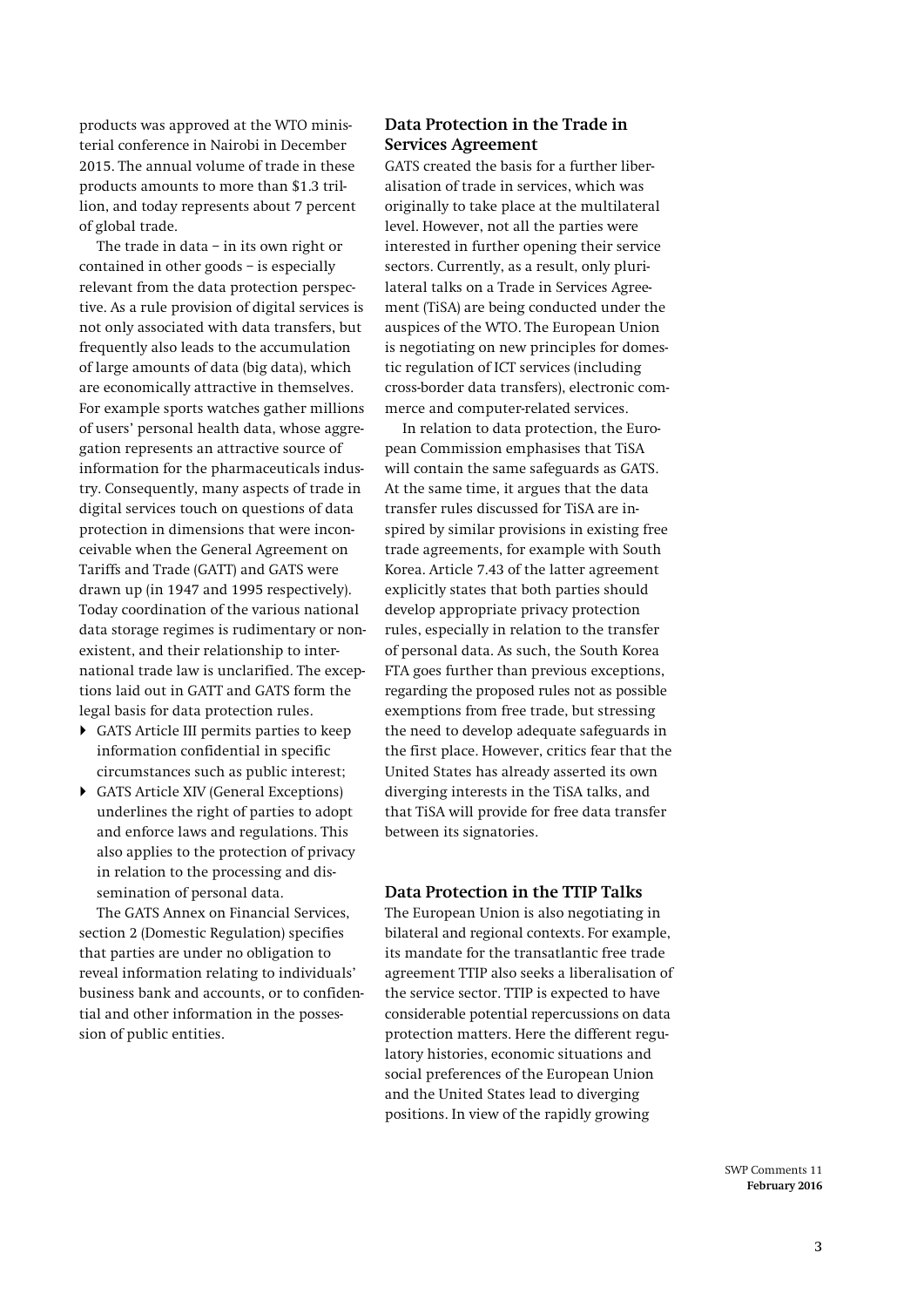products was approved at the WTO ministerial conference in Nairobi in December 2015. The annual volume of trade in these products amounts to more than $1.3 trillion, and today represents about 7 percent of global trade.

The trade in data – in its own right or contained in other goods – is especially relevant from the data protection perspective. As a rule provision of digital services is not only associated with data transfers, but frequently also leads to the accumulation of large amounts of data (big data), which are economically attractive in themselves. For example sports watches gather millions of users' personal health data, whose aggregation represents an attractive source of information for the pharmaceuticals industry. Consequently, many aspects of trade in digital services touch on questions of data protection in dimensions that were inconceivable when the General Agreement on Tariffs and Trade (GATT) and GATS were drawn up (in 1947 and 1995 respectively). Today coordination of the various national data storage regimes is rudimentary or nonexistent, and their relationship to international trade law is unclarified. The exceptions laid out in GATT and GATS form the legal basis for data protection rules.

- GATS Article III permits parties to keep information confidential in specific circumstances such as public interest;
- GATS Article XIV (General Exceptions) underlines the right of parties to adopt and enforce laws and regulations. This also applies to the protection of privacy in relation to the processing and dissemination of personal data.

The GATS Annex on Financial Services, section 2 (Domestic Regulation) specifies that parties are under no obligation to reveal information relating to individuals' business bank and accounts, or to confidential and other information in the possession of public entities.

## Data Protection in the Trade in Services Agreement

GATS created the basis for a further liberalisation of trade in services, which was originally to take place at the multilateral level. However, not all the parties were interested in further opening their service sectors. Currently, as a result, only plurilateral talks on a Trade in Services Agreement (TiSA) are being conducted under the auspices of the WTO. The European Union is negotiating on new principles for domestic regulation of ICT services (including cross-border data transfers), electronic commerce and computer-related services.

In relation to data protection, the European Commission emphasises that TiSA will contain the same safeguards as GATS. At the same time, it argues that the data transfer rules discussed for TiSA are inspired by similar provisions in existing free trade agreements, for example with South Korea. Article 7.43 of the latter agreement explicitly states that both parties should develop appropriate privacy protection rules, especially in relation to the transfer of personal data. As such, the South Korea FTA goes further than previous exceptions, regarding the proposed rules not as possible exemptions from free trade, but stressing the need to develop adequate safeguards in the first place. However, critics fear that the United States has already asserted its own diverging interests in the TiSA talks, and that TiSA will provide for free data transfer between its signatories.

## Data Protection in the TTIP Talks

The European Union is also negotiating in bilateral and regional contexts. For example, its mandate for the transatlantic free trade agreement TTIP also seeks a liberalisation of the service sector. TTIP is expected to have considerable potential repercussions on data protection matters. Here the different regulatory histories, economic situations and social preferences of the European Union and the United States lead to diverging positions. In view of the rapidly growing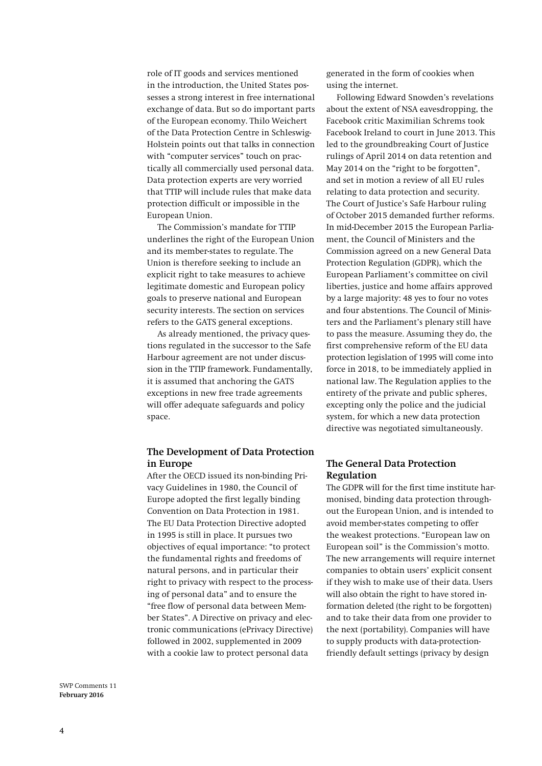role of IT goods and services mentioned in the introduction, the United States possesses a strong interest in free international exchange of data. But so do important parts of the European economy. Thilo Weichert of the Data Protection Centre in Schleswig-Holstein points out that talks in connection with "computer services" touch on practically all commercially used personal data. Data protection experts are very worried that TTIP will include rules that make data protection difficult or impossible in the European Union.

The Commission's mandate for TTIP underlines the right of the European Union and its member-states to regulate. The Union is therefore seeking to include an explicit right to take measures to achieve legitimate domestic and European policy goals to preserve national and European security interests. The section on services refers to the GATS general exceptions.

As already mentioned, the privacy questions regulated in the successor to the Safe Harbour agreement are not under discussion in the TTIP framework. Fundamentally, it is assumed that anchoring the GATS exceptions in new free trade agreements will offer adequate safeguards and policy space.

## The Development of Data Protection in Europe

After the OECD issued its non-binding Privacy Guidelines in 1980, the Council of Europe adopted the first legally binding Convention on Data Protection in 1981. The EU Data Protection Directive adopted in 1995 is still in place. It pursues two objectives of equal importance: "to protect the fundamental rights and freedoms of natural persons, and in particular their right to privacy with respect to the processing of personal data" and to ensure the "free flow of personal data between Member States". A Directive on privacy and electronic communications (ePrivacy Directive) followed in 2002, supplemented in 2009 with a cookie law to protect personal data generated in the form of cookies when using the internet.

Following Edward Snowden's revelations about the extent of NSA eavesdropping, the Facebook critic Maximilian Schrems took Facebook Ireland to court in June 2013. This led to the groundbreaking Court of Justice rulings of April 2014 on data retention and May 2014 on the "right to be forgotten", and set in motion a review of all EU rules relating to data protection and security. The Court of Justice's Safe Harbour ruling of October 2015 demanded further reforms. In mid-December 2015 the European Parliament, the Council of Ministers and the Commission agreed on a new General Data Protection Regulation (GDPR), which the European Parliament's committee on civil liberties, justice and home affairs approved by a large majority: 48 yes to four no votes and four abstentions. The Council of Ministers and the Parliament's plenary still have to pass the measure. Assuming they do, the first comprehensive reform of the EU data protection legislation of 1995 will come into force in 2018, to be immediately applied in national law. The Regulation applies to the entirety of the private and public spheres, excepting only the police and the judicial system, for which a new data protection directive was negotiated simultaneously.

## The General Data Protection Regulation

The GDPR will for the first time institute harmonised, binding data protection throughout the European Union, and is intended to avoid member-states competing to offer the weakest protections. "European law on European soil" is the Commission's motto. The new arrangements will require internet companies to obtain users' explicit consent if they wish to make use of their data. Users will also obtain the right to have stored information deleted (the right to be forgotten) and to take their data from one provider to the next (portability). Companies will have to supply products with data-protection-friendly default settings (privacy by design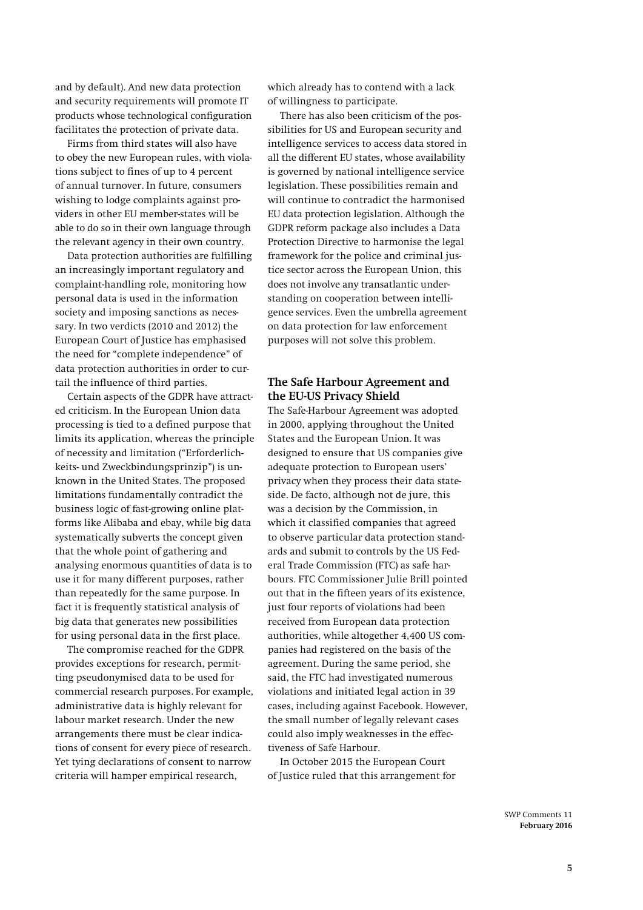and by default). And new data protection and security requirements will promote IT products whose technological configuration facilitates the protection of private data.

Firms from third states will also have to obey the new European rules, with violations subject to fines of up to 4 percent of annual turnover. In future, consumers wishing to lodge complaints against providers in other EU member-states will be able to do so in their own language through the relevant agency in their own country.

Data protection authorities are fulfilling an increasingly important regulatory and complaint-handling role, monitoring how personal data is used in the information society and imposing sanctions as necessary. In two verdicts (2010 and 2012) the European Court of Justice has emphasised the need for "complete independence" of data protection authorities in order to curtail the influence of third parties.

Certain aspects of the GDPR have attracted criticism. In the European Union data processing is tied to a defined purpose that limits its application, whereas the principle of necessity and limitation ("Erforderlichkeits- und Zweckbindungsprinzip") is unknown in the United States. The proposed limitations fundamentally contradict the business logic of fast-growing online platforms like Alibaba and ebay, while big data systematically subverts the concept given that the whole point of gathering and analysing enormous quantities of data is to use it for many different purposes, rather than repeatedly for the same purpose. In fact it is frequently statistical analysis of big data that generates new possibilities for using personal data in the first place.

The compromise reached for the GDPR provides exceptions for research, permitting pseudonymised data to be used for commercial research purposes. For example, administrative data is highly relevant for labour market research. Under the new arrangements there must be clear indications of consent for every piece of research. Yet tying declarations of consent to narrow criteria will hamper empirical research, which already has to contend with a lack of willingness to participate.

There has also been criticism of the possibilities for US and European security and intelligence services to access data stored in all the different EU states, whose availability is governed by national intelligence service legislation. These possibilities remain and will continue to contradict the harmonised EU data protection legislation. Although the GDPR reform package also includes a Data Protection Directive to harmonise the legal framework for the police and criminal justice sector across the European Union, this does not involve any transatlantic understanding on cooperation between intelligence services. Even the umbrella agreement on data protection for law enforcement purposes will not solve this problem.

## The Safe Harbour Agreement and the EU-US Privacy Shield

The Safe-Harbour Agreement was adopted in 2000, applying throughout the United States and the European Union. It was designed to ensure that US companies give adequate protection to European users' privacy when they process their data stateside. De facto, although not de jure, this was a decision by the Commission, in which it classified companies that agreed to observe particular data protection standards and submit to controls by the US Federal Trade Commission (FTC) as safe harbours. FTC Commissioner Julie Brill pointed out that in the fifteen years of its existence, just four reports of violations had been received from European data protection authorities, while altogether 4,400 US companies had registered on the basis of the agreement. During the same period, she said, the FTC had investigated numerous violations and initiated legal action in 39 cases, including against Facebook. However, the small number of legally relevant cases could also imply weaknesses in the effectiveness of Safe Harbour.

In October 2015 the European Court of Justice ruled that this arrangement for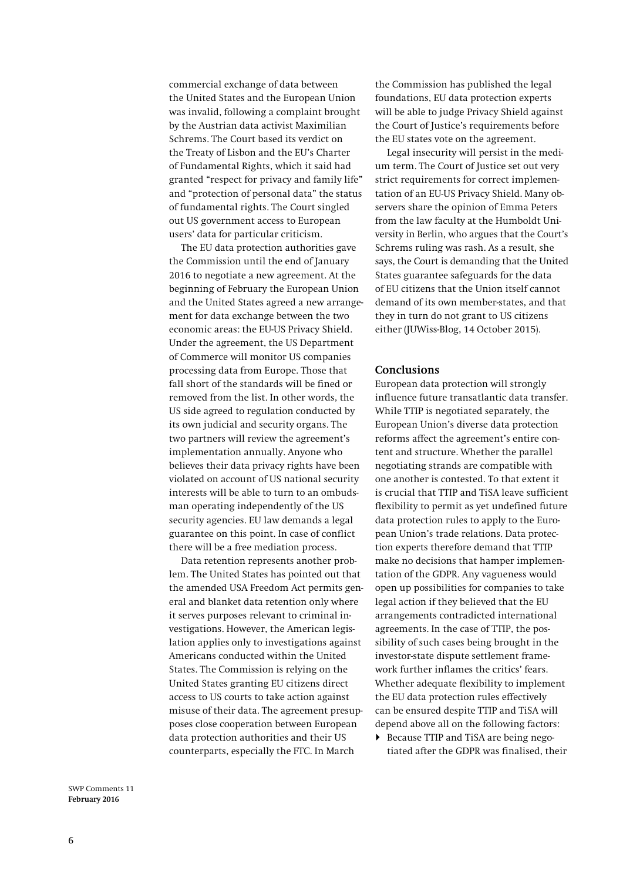commercial exchange of data between the United States and the European Union was invalid, following a complaint brought by the Austrian data activist Maximilian Schrems. The Court based its verdict on the Treaty of Lisbon and the EU's Charter of Fundamental Rights, which it said had granted "respect for privacy and family life" and "protection of personal data" the status of fundamental rights. The Court singled out US government access to European users' data for particular criticism.

The EU data protection authorities gave the Commission until the end of January 2016 to negotiate a new agreement. At the beginning of February the European Union and the United States agreed a new arrangement for data exchange between the two economic areas: the EU-US Privacy Shield. Under the agreement, the US Department of Commerce will monitor US companies processing data from Europe. Those that fall short of the standards will be fined or removed from the list. In other words, the US side agreed to regulation conducted by its own judicial and security organs. The two partners will review the agreement's implementation annually. Anyone who believes their data privacy rights have been violated on account of US national security interests will be able to turn to an ombudsman operating independently of the US security agencies. EU law demands a legal guarantee on this point. In case of conflict there will be a free mediation process.

Data retention represents another problem. The United States has pointed out that the amended USA Freedom Act permits general and blanket data retention only where it serves purposes relevant to criminal investigations. However, the American legislation applies only to investigations against Americans conducted within the United States. The Commission is relying on the United States granting EU citizens direct access to US courts to take action against misuse of their data. The agreement presupposes close cooperation between European data protection authorities and their US counterparts, especially the FTC. In March the Commission has published the legal foundations, EU data protection experts will be able to judge Privacy Shield against the Court of Justice's requirements before the EU states vote on the agreement.

Legal insecurity will persist in the medium term. The Court of Justice set out very strict requirements for correct implementation of an EU-US Privacy Shield. Many observers share the opinion of Emma Peters from the law faculty at the Humboldt University in Berlin, who argues that the Court's Schrems ruling was rash. As a result, she says, the Court is demanding that the United States guarantee safeguards for the data of EU citizens that the Union itself cannot demand of its own member-states, and that they in turn do not grant to US citizens either (JUWiss-Blog, 14 October 2015).

## Conclusions

European data protection will strongly influence future transatlantic data transfer. While TTIP is negotiated separately, the European Union's diverse data protection reforms affect the agreement's entire content and structure. Whether the parallel negotiating strands are compatible with one another is contested. To that extent it is crucial that TTIP and TiSA leave sufficient flexibility to permit as yet undefined future data protection rules to apply to the European Union's trade relations. Data protection experts therefore demand that TTIP make no decisions that hamper implementation of the GDPR. Any vagueness would open up possibilities for companies to take legal action if they believed that the EU arrangements contradicted international agreements. In the case of TTIP, the possibility of such cases being brought in the investor-state dispute settlement framework further inflames the critics' fears. Whether adequate flexibility to implement the EU data protection rules effectively can be ensured despite TTIP and TiSA will depend above all on the following factors:

- Because TTIP and TiSA are being negotiated after the GDPR was finalised, their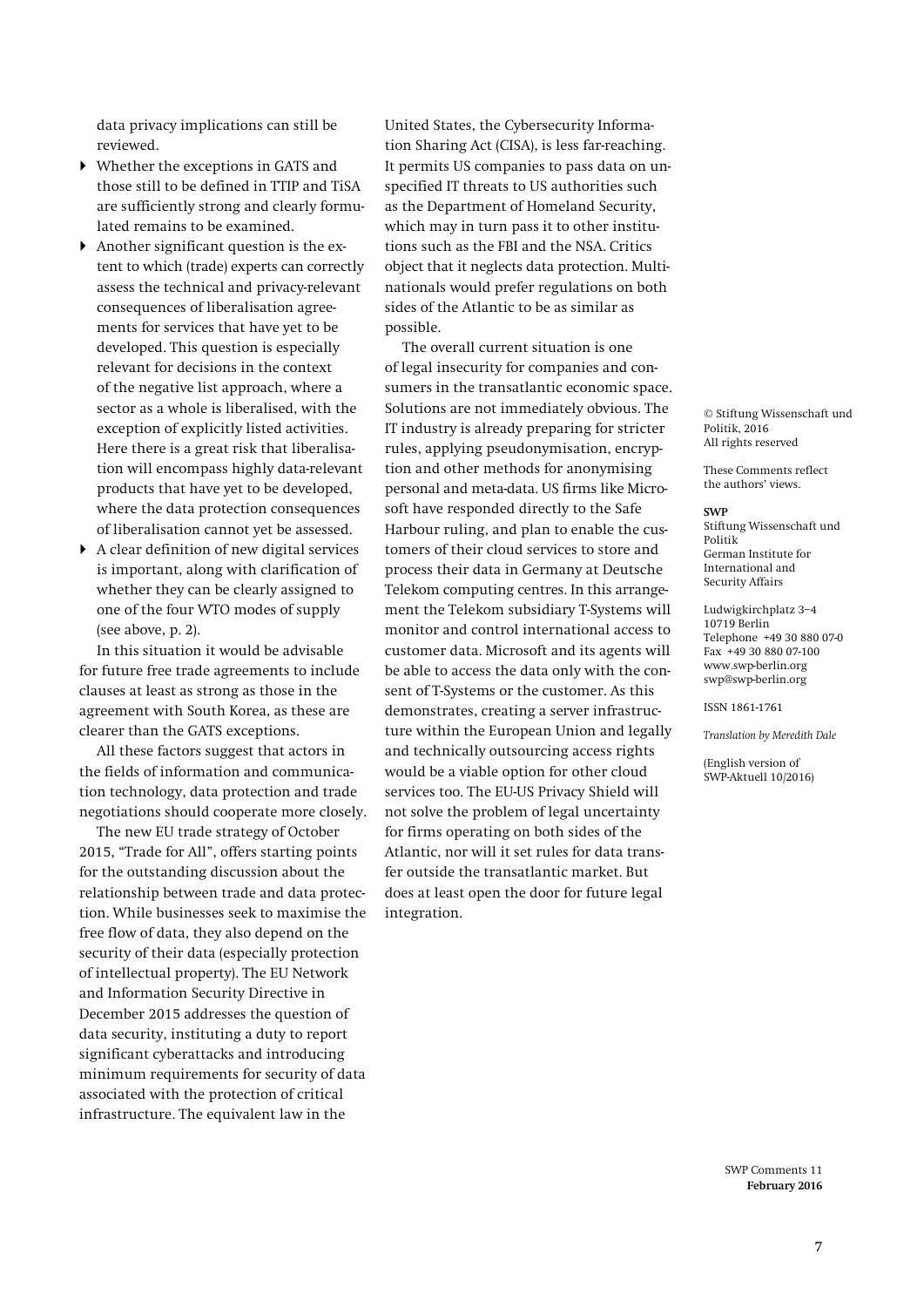data privacy implications can still be reviewed.

- Whether the exceptions in GATS and those still to be defined in TTIP and TiSA are sufficiently strong and clearly formulated remains to be examined.
- Another significant question is the extent to which (trade) experts can correctly assess the technical and privacy-relevant consequences of liberalisation agreements for services that have yet to be developed. This question is especially relevant for decisions in the context of the negative list approach, where a sector as a whole is liberalised, with the exception of explicitly listed activities. Here there is a great risk that liberalisation will encompass highly data-relevant products that have yet to be developed, where the data protection consequences of liberalisation cannot yet be assessed.
- A clear definition of new digital services is important, along with clarification of whether they can be clearly assigned to one of the four WTO modes of supply (see above, p. 2).

In this situation it would be advisable for future free trade agreements to include clauses at least as strong as those in the agreement with South Korea, as these are clearer than the GATS exceptions.

All these factors suggest that actors in the fields of information and communication technology, data protection and trade negotiations should cooperate more closely.

The new EU trade strategy of October 2015, "Trade for All", offers starting points for the outstanding discussion about the relationship between trade and data protection. While businesses seek to maximise the free flow of data, they also depend on the security of their data (especially protection of intellectual property). The EU Network and Information Security Directive in December 2015 addresses the question of data security, instituting a duty to report significant cyberattacks and introducing minimum requirements for security of data associated with the protection of critical infrastructure. The equivalent law in the United States, the Cybersecurity Information Sharing Act (CISA), is less far-reaching. It permits US companies to pass data on unspecified IT threats to US authorities such as the Department of Homeland Security, which may in turn pass it to other institutions such as the FBI and the NSA. Critics object that it neglects data protection. Multinationals would prefer regulations on both sides of the Atlantic to be as similar as possible.

The overall current situation is one of legal insecurity for companies and consumers in the transatlantic economic space. Solutions are not immediately obvious. The IT industry is already preparing for stricter rules, applying pseudonymisation, encryption and other methods for anonymising personal and meta-data. US firms like Microsoft have responded directly to the Safe Harbour ruling, and plan to enable the customers of their cloud services to store and process their data in Germany at Deutsche Telekom computing centres. In this arrangement the Telekom subsidiary T-Systems will monitor and control international access to customer data. Microsoft and its agents will be able to access the data only with the consent of T-Systems or the customer. As this demonstrates, creating a server infrastructure within the European Union and legally and technically outsourcing access rights would be a viable option for other cloud services too. The EU-US Privacy Shield will not solve the problem of legal uncertainty for firms operating on both sides of the Atlantic, nor will it set rules for data transfer outside the transatlantic market. But does at least open the door for future legal integration.

© Stiftung Wissenschaft und Politik, 2016
All rights reserved

These Comments reflect the authors' views.

**SWP**
Stiftung Wissenschaft und Politik
German Institute for International and Security Affairs

Ludwigkirchplatz 3−4
10719 Berlin
Telephone +49 30 880 07-0
Fax +49 30 880 07-100
www.swp-berlin.org
swp@swp-berlin.org

ISSN 1861-1761

*Translation by Meredith Dale*

(English version of SWP-Aktuell 10/2016)